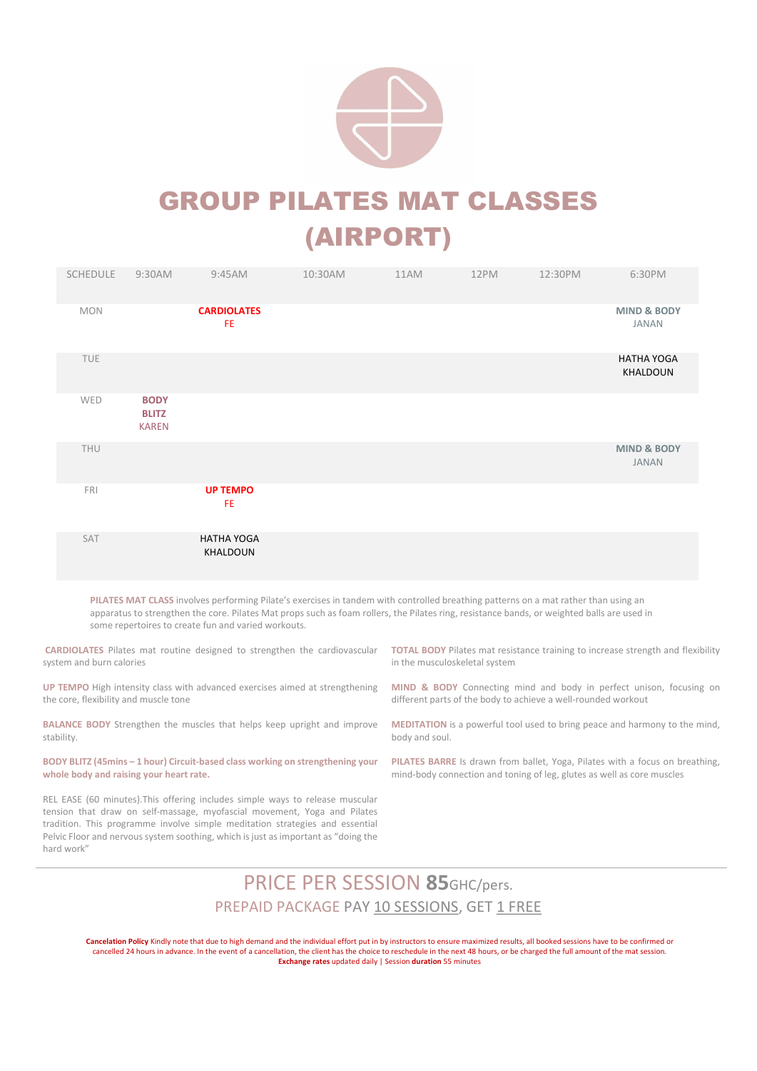# GROUP PILATES MAT CLASSES (AIRPORT)

| SCHEDULE | 9:30AM | 9:45AM | 10:30AM | 11AM | 12PM | 12:30PM | 6:30PM |
|---|---|---|---|---|---|---|---|
| MON | | **CARDIOLATES** FE | | | | | **MIND & BODY** JANAN |
| TUE | | | | | | | HATHA YOGA KHALDOUN |
| WED | **BODY BLITZ** KAREN | | | | | | |
| THU | | | | | | | **MIND & BODY** JANAN |
| FRI | | **UP TEMPO** FE | | | | | |
| SAT | | HATHA YOGA KHALDOUN | | | | | |

**PILATES MAT CLASS** involves performing Pilate's exercises in tandem with controlled breathing patterns on a mat rather than using an apparatus to strengthen the core. Pilates Mat props such as foam rollers, the Pilates ring, resistance bands, or weighted balls are used in some repertoires to create fun and varied workouts.

**CARDIOLATES** Pilates mat routine designed to strengthen the cardiovascular system and burn calories

**UP TEMPO** High intensity class with advanced exercises aimed at strengthening the core, flexibility and muscle tone

**BALANCE BODY** Strengthen the muscles that helps keep upright and improve stability.

**BODY BLITZ (45mins – 1 hour) Circuit-based class working on strengthening your whole body and raising your heart rate.**

REL EASE (60 minutes).This offering includes simple ways to release muscular tension that draw on self-massage, myofascial movement, Yoga and Pilates tradition. This programme involve simple meditation strategies and essential Pelvic Floor and nervous system soothing, which is just as important as "doing the hard work"

**TOTAL BODY** Pilates mat resistance training to increase strength and flexibility in the musculoskeletal system

**MIND & BODY** Connecting mind and body in perfect unison, focusing on different parts of the body to achieve a well-rounded workout

**MEDITATION** is a powerful tool used to bring peace and harmony to the mind, body and soul.

**PILATES BARRE** Is drawn from ballet, Yoga, Pilates with a focus on breathing, mind-body connection and toning of leg, glutes as well as core muscles

---

PRICE PER SESSION **85**GHC/pers.

PREPAID PACKAGE PAY 10 SESSIONS, GET 1 FREE

**Cancelation Policy** Kindly note that due to high demand and the individual effort put in by instructors to ensure maximized results, all booked sessions have to be confirmed or cancelled 24 hours in advance. In the event of a cancellation, the client has the choice to reschedule in the next 48 hours, or be charged the full amount of the mat session.
**Exchange rates** updated daily | Session **duration** 55 minutes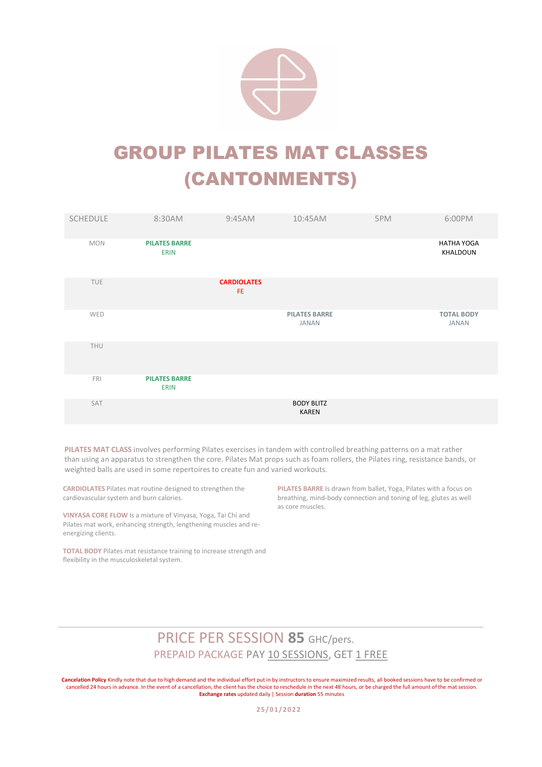# GROUP PILATES MAT CLASSES (CANTONMENTS)

| SCHEDULE | 8:30AM | 9:45AM | 10:45AM | 5PM | 6:00PM |
|---|---|---|---|---|---|
| MON | **PILATES BARRE** ERIN | | | | HATHA YOGA KHALDOUN |
| TUE | | **CARDIOLATES** FE | | | |
| WED | | | **PILATES BARRE** JANAN | | **TOTAL BODY** JANAN |
| THU | | | | | |
| FRI | **PILATES BARRE** ERIN | | | | |
| SAT | | | BODY BLITZ KAREN | | |

**PILATES MAT CLASS** involves performing Pilates exercises in tandem with controlled breathing patterns on a mat rather than using an apparatus to strengthen the core. Pilates Mat props such as foam rollers, the Pilates ring, resistance bands, or weighted balls are used in some repertoires to create fun and varied workouts.

**CARDIOLATES** Pilates mat routine designed to strengthen the cardiovascular system and burn calories.

**VINYASA CORE FLOW** Is a mixture of Vinyasa, Yoga, Tai Chi and Pilates mat work, enhancing strength, lengthening muscles and re-energizing clients.

**TOTAL BODY** Pilates mat resistance training to increase strength and flexibility in the musculoskeletal system.

**PILATES BARRE** Is drawn from ballet, Yoga, Pilates with a focus on breathing, mind-body connection and toning of leg, glutes as well as core muscles.

---

PRICE PER SESSION **85** GHC/pers.

PREPAID PACKAGE PAY 10 SESSIONS, GET 1 FREE

**Cancelation Policy** Kindly note that due to high demand and the individual effort put in by instructors to ensure maximized results, all booked sessions have to be confirmed or cancelled 24 hours in advance. In the event of a cancellation, the client has the choice to reschedule in the next 48 hours, or be charged the full amount of the mat session.
**Exchange rates** updated daily | Session **duration** 55 minutes

25/01/2022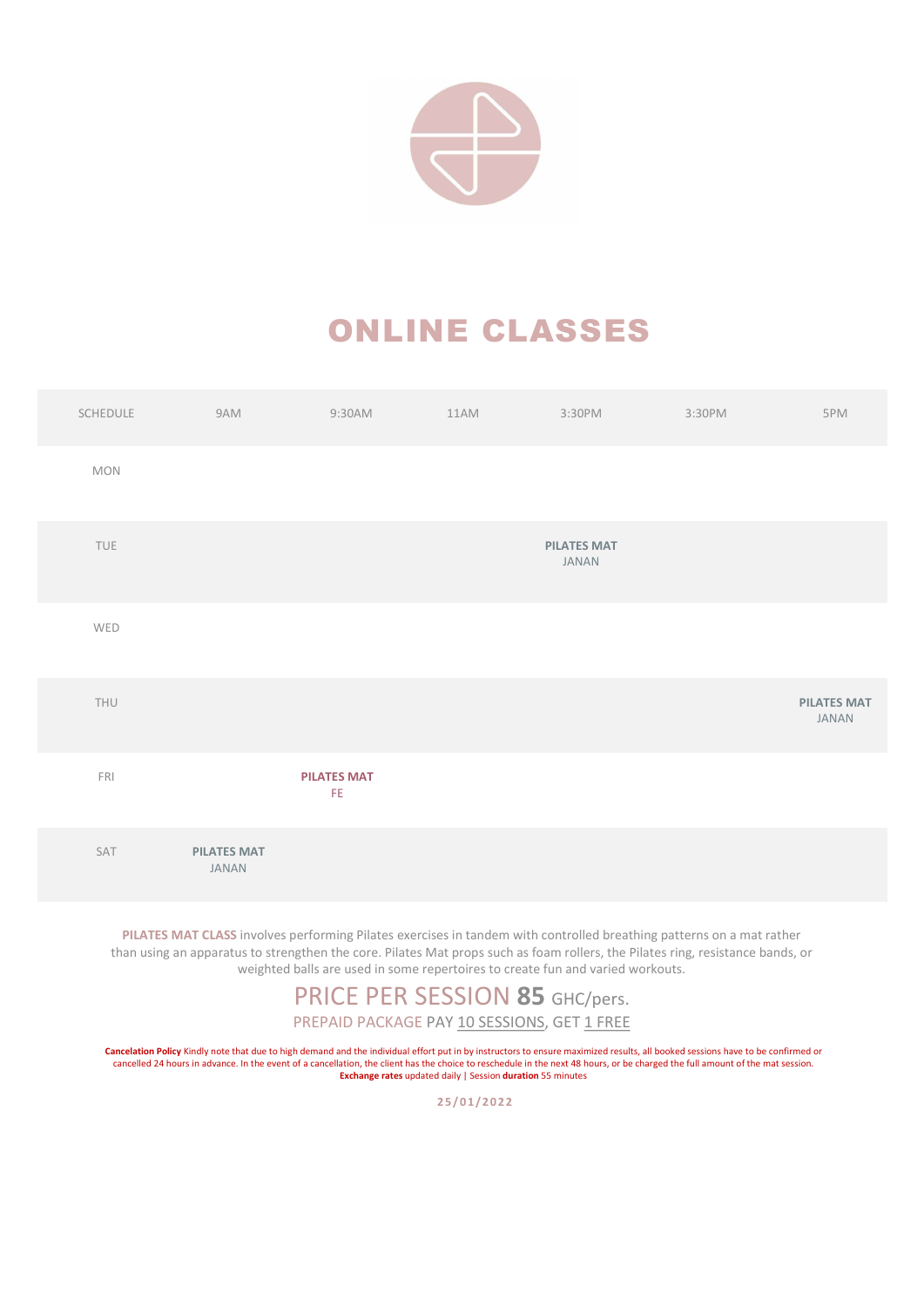# ONLINE CLASSES

| SCHEDULE | 9AM | 9:30AM | 11AM | 3:30PM | 3:30PM | 5PM |
|---|---|---|---|---|---|---|
| MON | | | | | | |
| TUE | | | | **PILATES MAT** JANAN | | |
| WED | | | | | | |
| THU | | | | | | **PILATES MAT** JANAN |
| FRI | | **PILATES MAT** FE | | | | |
| SAT | **PILATES MAT** JANAN | | | | | |

**PILATES MAT CLASS** involves performing Pilates exercises in tandem with controlled breathing patterns on a mat rather than using an apparatus to strengthen the core. Pilates Mat props such as foam rollers, the Pilates ring, resistance bands, or weighted balls are used in some repertoires to create fun and varied workouts.

PRICE PER SESSION **85** GHC/pers.

PREPAID PACKAGE PAY 10 SESSIONS, GET 1 FREE

**Cancelation Policy** Kindly note that due to high demand and the individual effort put in by instructors to ensure maximized results, all booked sessions have to be confirmed or cancelled 24 hours in advance. In the event of a cancellation, the client has the choice to reschedule in the next 48 hours, or be charged the full amount of the mat session.
**Exchange rates** updated daily | Session **duration** 55 minutes

25/01/2022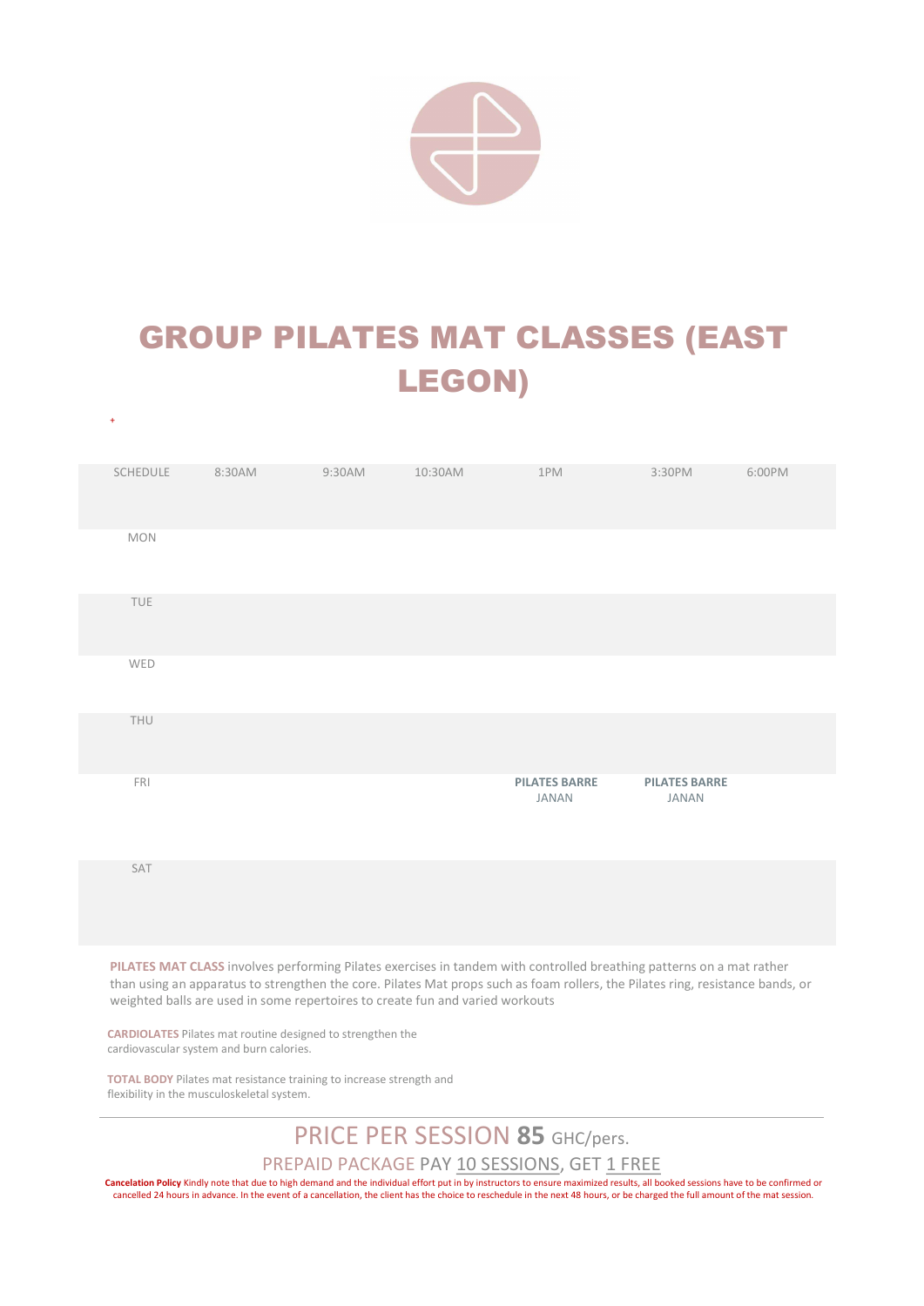# GROUP PILATES MAT CLASSES (EAST LEGON)

+

| SCHEDULE | 8:30AM | 9:30AM | 10:30AM | 1PM | 3:30PM | 6:00PM |
|---|---|---|---|---|---|---|
| MON | | | | | | |
| TUE | | | | | | |
| WED | | | | | | |
| THU | | | | | | |
| FRI | | | | **PILATES BARRE** JANAN | **PILATES BARRE** JANAN | |
| SAT | | | | | | |

**PILATES MAT CLASS** involves performing Pilates exercises in tandem with controlled breathing patterns on a mat rather than using an apparatus to strengthen the core. Pilates Mat props such as foam rollers, the Pilates ring, resistance bands, or weighted balls are used in some repertoires to create fun and varied workouts

**CARDIOLATES** Pilates mat routine designed to strengthen the cardiovascular system and burn calories.

**TOTAL BODY** Pilates mat resistance training to increase strength and flexibility in the musculoskeletal system.

---

PRICE PER SESSION **85** GHC/pers.

PREPAID PACKAGE PAY 10 SESSIONS, GET 1 FREE

**Cancelation Policy** Kindly note that due to high demand and the individual effort put in by instructors to ensure maximized results, all booked sessions have to be confirmed or cancelled 24 hours in advance. In the event of a cancellation, the client has the choice to reschedule in the next 48 hours, or be charged the full amount of the mat session.